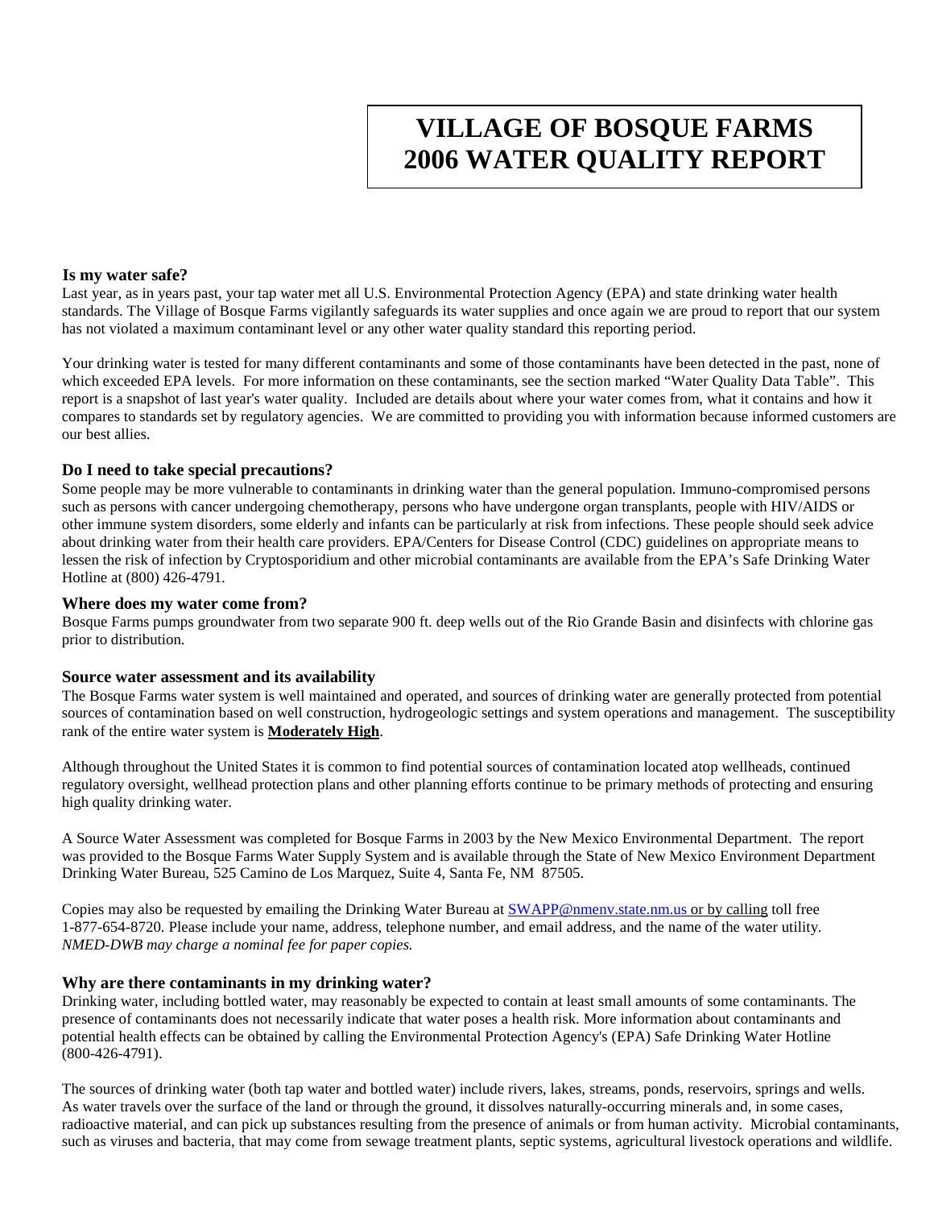# VILLAGE OF BOSQUE FARMS 2006 WATER QUALITY REPORT

### Is my water safe?

Last year, as in years past, your tap water met all U.S. Environmental Protection Agency (EPA) and state drinking water health standards. The Village of Bosque Farms vigilantly safeguards its water supplies and once again we are proud to report that our system has not violated a maximum contaminant level or any other water quality standard this reporting period.

Your drinking water is tested for many different contaminants and some of those contaminants have been detected in the past, none of which exceeded EPA levels. For more information on these contaminants, see the section marked "Water Quality Data Table". This report is a snapshot of last year's water quality. Included are details about where your water comes from, what it contains and how it compares to standards set by regulatory agencies. We are committed to providing you with information because informed customers are our best allies.

### Do I need to take special precautions?

Some people may be more vulnerable to contaminants in drinking water than the general population. Immuno-compromised persons such as persons with cancer undergoing chemotherapy, persons who have undergone organ transplants, people with HIV/AIDS or other immune system disorders, some elderly and infants can be particularly at risk from infections. These people should seek advice about drinking water from their health care providers. EPA/Centers for Disease Control (CDC) guidelines on appropriate means to lessen the risk of infection by Cryptosporidium and other microbial contaminants are available from the EPA's Safe Drinking Water Hotline at (800) 426-4791.

### Where does my water come from?

Bosque Farms pumps groundwater from two separate 900 ft. deep wells out of the Rio Grande Basin and disinfects with chlorine gas prior to distribution.

### Source water assessment and its availability

The Bosque Farms water system is well maintained and operated, and sources of drinking water are generally protected from potential sources of contamination based on well construction, hydrogeologic settings and system operations and management. The susceptibility rank of the entire water system is **Moderately High**.

Although throughout the United States it is common to find potential sources of contamination located atop wellheads, continued regulatory oversight, wellhead protection plans and other planning efforts continue to be primary methods of protecting and ensuring high quality drinking water.

A Source Water Assessment was completed for Bosque Farms in 2003 by the New Mexico Environmental Department. The report was provided to the Bosque Farms Water Supply System and is available through the State of New Mexico Environment Department Drinking Water Bureau, 525 Camino de Los Marquez, Suite 4, Santa Fe, NM 87505.

Copies may also be requested by emailing the Drinking Water Bureau at SWAPP@nmenv.state.nm.us or by calling toll free 1-877-654-8720. Please include your name, address, telephone number, and email address, and the name of the water utility. *NMED-DWB may charge a nominal fee for paper copies.*

### Why are there contaminants in my drinking water?

Drinking water, including bottled water, may reasonably be expected to contain at least small amounts of some contaminants. The presence of contaminants does not necessarily indicate that water poses a health risk. More information about contaminants and potential health effects can be obtained by calling the Environmental Protection Agency's (EPA) Safe Drinking Water Hotline (800-426-4791).

The sources of drinking water (both tap water and bottled water) include rivers, lakes, streams, ponds, reservoirs, springs and wells. As water travels over the surface of the land or through the ground, it dissolves naturally-occurring minerals and, in some cases, radioactive material, and can pick up substances resulting from the presence of animals or from human activity. Microbial contaminants, such as viruses and bacteria, that may come from sewage treatment plants, septic systems, agricultural livestock operations and wildlife.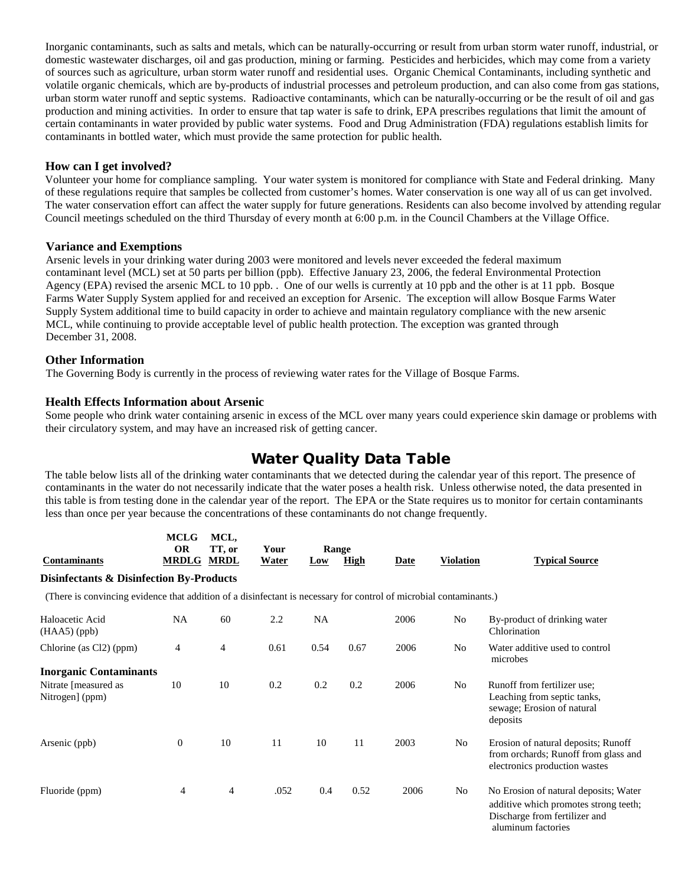Inorganic contaminants, such as salts and metals, which can be naturally-occurring or result from urban storm water runoff, industrial, or domestic wastewater discharges, oil and gas production, mining or farming. Pesticides and herbicides, which may come from a variety of sources such as agriculture, urban storm water runoff and residential uses. Organic Chemical Contaminants, including synthetic and volatile organic chemicals, which are by-products of industrial processes and petroleum production, and can also come from gas stations, urban storm water runoff and septic systems. Radioactive contaminants, which can be naturally-occurring or be the result of oil and gas production and mining activities. In order to ensure that tap water is safe to drink, EPA prescribes regulations that limit the amount of certain contaminants in water provided by public water systems. Food and Drug Administration (FDA) regulations establish limits for contaminants in bottled water, which must provide the same protection for public health.

### How can I get involved?

Volunteer your home for compliance sampling. Your water system is monitored for compliance with State and Federal drinking. Many of these regulations require that samples be collected from customer's homes. Water conservation is one way all of us can get involved. The water conservation effort can affect the water supply for future generations. Residents can also become involved by attending regular Council meetings scheduled on the third Thursday of every month at 6:00 p.m. in the Council Chambers at the Village Office.

### Variance and Exemptions

Arsenic levels in your drinking water during 2003 were monitored and levels never exceeded the federal maximum contaminant level (MCL) set at 50 parts per billion (ppb). Effective January 23, 2006, the federal Environmental Protection Agency (EPA) revised the arsenic MCL to 10 ppb. . One of our wells is currently at 10 ppb and the other is at 11 ppb. Bosque Farms Water Supply System applied for and received an exception for Arsenic. The exception will allow Bosque Farms Water Supply System additional time to build capacity in order to achieve and maintain regulatory compliance with the new arsenic MCL, while continuing to provide acceptable level of public health protection. The exception was granted through December 31, 2008.

### Other Information

The Governing Body is currently in the process of reviewing water rates for the Village of Bosque Farms.

### Health Effects Information about Arsenic

Some people who drink water containing arsenic in excess of the MCL over many years could experience skin damage or problems with their circulatory system, and may have an increased risk of getting cancer.

## Water Quality Data Table

The table below lists all of the drinking water contaminants that we detected during the calendar year of this report. The presence of contaminants in the water do not necessarily indicate that the water poses a health risk. Unless otherwise noted, the data presented in this table is from testing done in the calendar year of the report. The EPA or the State requires us to monitor for certain contaminants less than once per year because the concentrations of these contaminants do not change frequently.

| Contaminants | MCLG OR MRDLG | MCL, TT, or MRDL | Your Water | Range Low | Range High | Date | Violation | Typical Source |
|---|---|---|---|---|---|---|---|---|
| **Disinfectants & Disinfection By-Products** | | | | | | | | |
| (There is convincing evidence that addition of a disinfectant is necessary for control of microbial contaminants.) | | | | | | | | |
| Haloacetic Acid (HAA5) (ppb) | NA | 60 | 2.2 | NA | | 2006 | No | By-product of drinking water Chlorination |
| Chlorine (as Cl2) (ppm) | 4 | 4 | 0.61 | 0.54 | 0.67 | 2006 | No | Water additive used to control microbes |
| **Inorganic Contaminants** | | | | | | | | |
| Nitrate [measured as Nitrogen] (ppm) | 10 | 10 | 0.2 | 0.2 | 0.2 | 2006 | No | Runoff from fertilizer use; Leaching from septic tanks, sewage; Erosion of natural deposits |
| Arsenic (ppb) | 0 | 10 | 11 | 10 | 11 | 2003 | No | Erosion of natural deposits; Runoff from orchards; Runoff from glass and electronics production wastes |
| Fluoride (ppm) | 4 | 4 | .052 | 0.4 | 0.52 | 2006 | No | No Erosion of natural deposits; Water additive which promotes strong teeth; Discharge from fertilizer and aluminum factories |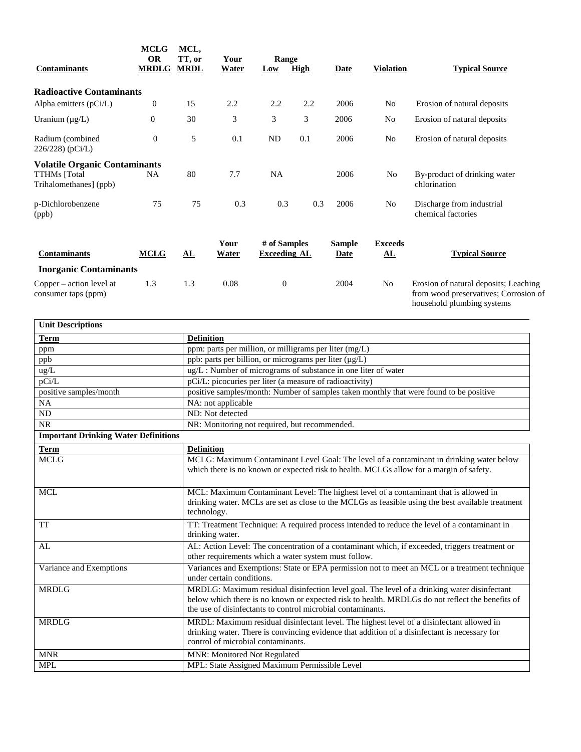| Contaminants | MCLG OR MRDLG | MCL, TT, or MRDL | Your Water | Range Low | Range High | Date | Violation | Typical Source |
|---|---|---|---|---|---|---|---|---|
| **Radioactive Contaminants** | | | | | | | | |
| Alpha emitters (pCi/L) | 0 | 15 | 2.2 | 2.2 | 2.2 | 2006 | No | Erosion of natural deposits |
| Uranium (μg/L) | 0 | 30 | 3 | 3 | 3 | 2006 | No | Erosion of natural deposits |
| Radium (combined 226/228) (pCi/L) | 0 | 5 | 0.1 | ND | 0.1 | 2006 | No | Erosion of natural deposits |
| **Volatile Organic Contaminants** | | | | | | | | |
| TTHMs [Total Trihalomethanes] (ppb) | NA | 80 | 7.7 | NA | | 2006 | No | By-product of drinking water chlorination |
| p-Dichlorobenzene (ppb) | 75 | 75 | 0.3 | 0.3 | 0.3 | 2006 | No | Discharge from industrial chemical factories |

| Contaminants | MCLG | AL | Your Water | # of Samples Exceeding AL | Sample Date | Exceeds AL | Typical Source |
|---|---|---|---|---|---|---|---|
| **Inorganic Contaminants** | | | | | | | |
| Copper – action level at consumer taps (ppm) | 1.3 | 1.3 | 0.08 | 0 | 2004 | No | Erosion of natural deposits; Leaching from wood preservatives; Corrosion of household plumbing systems |

**Unit Descriptions**

| Term | Definition |
|---|---|
| ppm | ppm: parts per million, or milligrams per liter (mg/L) |
| ppb | ppb: parts per billion, or micrograms per liter (μg/L) |
| ug/L | ug/L : Number of micrograms of substance in one liter of water |
| pCi/L | pCi/L: picocuries per liter (a measure of radioactivity) |
| positive samples/month | positive samples/month: Number of samples taken monthly that were found to be positive |
| NA | NA: not applicable |
| ND | ND: Not detected |
| NR | NR: Monitoring not required, but recommended. |

**Important Drinking Water Definitions**

| Term | Definition |
|---|---|
| MCLG | MCLG: Maximum Contaminant Level Goal: The level of a contaminant in drinking water below which there is no known or expected risk to health. MCLGs allow for a margin of safety. |
| MCL | MCL: Maximum Contaminant Level: The highest level of a contaminant that is allowed in drinking water. MCLs are set as close to the MCLGs as feasible using the best available treatment technology. |
| TT | TT: Treatment Technique: A required process intended to reduce the level of a contaminant in drinking water. |
| AL | AL: Action Level: The concentration of a contaminant which, if exceeded, triggers treatment or other requirements which a water system must follow. |
| Variance and Exemptions | Variances and Exemptions: State or EPA permission not to meet an MCL or a treatment technique under certain conditions. |
| MRDLG | MRDLG: Maximum residual disinfection level goal. The level of a drinking water disinfectant below which there is no known or expected risk to health. MRDLGs do not reflect the benefits of the use of disinfectants to control microbial contaminants. |
| MRDLG | MRDL: Maximum residual disinfectant level. The highest level of a disinfectant allowed in drinking water. There is convincing evidence that addition of a disinfectant is necessary for control of microbial contaminants. |
| MNR | MNR: Monitored Not Regulated |
| MPL | MPL: State Assigned Maximum Permissible Level |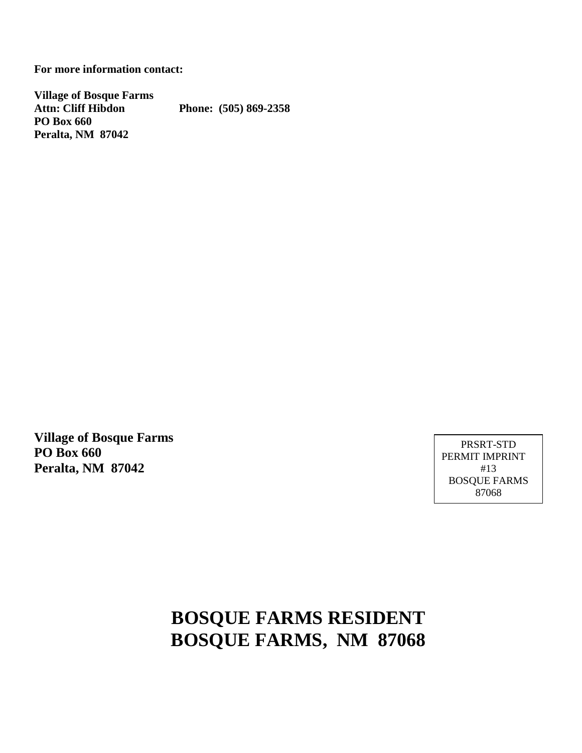**For more information contact:**

**Village of Bosque Farms**
**Attn: Cliff Hibdon** **Phone: (505) 869-2358**
**PO Box 660**
**Peralta, NM 87042**

**Village of Bosque Farms**
**PO Box 660**
**Peralta, NM 87042**

PRSRT-STD
PERMIT IMPRINT
#13
BOSQUE FARMS
87068

**BOSQUE FARMS RESIDENT**
**BOSQUE FARMS, NM 87068**